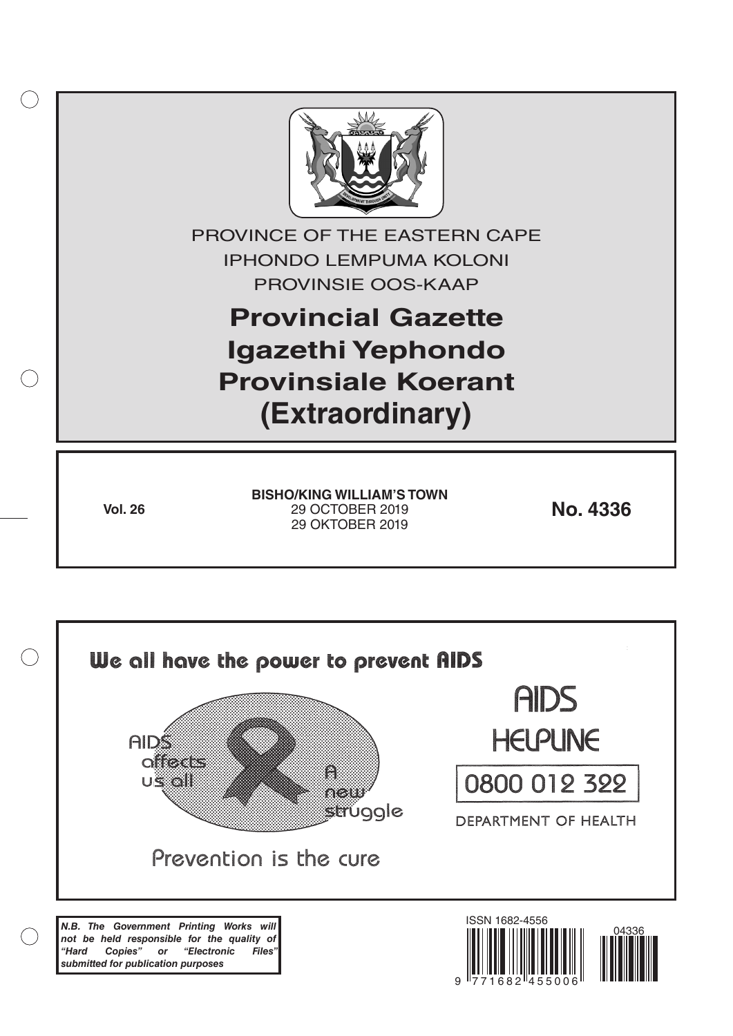PROVINCE OF THE EASTERN CAPE

IPHONDO LEMPUMA KOLONI

PROVINSIE OOS-KAAP

# Provincial Gazette
# Igazethi Yephondo
# Provinsiale Koerant
# (Extraordinary)

**Vol. 26**

**BISHO/KING WILLIAM'S TOWN**
29 OCTOBER 2019
29 OKTOBER 2019

**No. 4336**

We all have the power to prevent AIDS

AIDS affects us all

A new struggle

Prevention is the cure

AIDS HELPLINE

0800 012 322

DEPARTMENT OF HEALTH

***N.B. The Government Printing Works will not be held responsible for the quality of "Hard Copies" or "Electronic Files" submitted for publication purposes***

ISSN 1682-4556

9 771682 455006

04336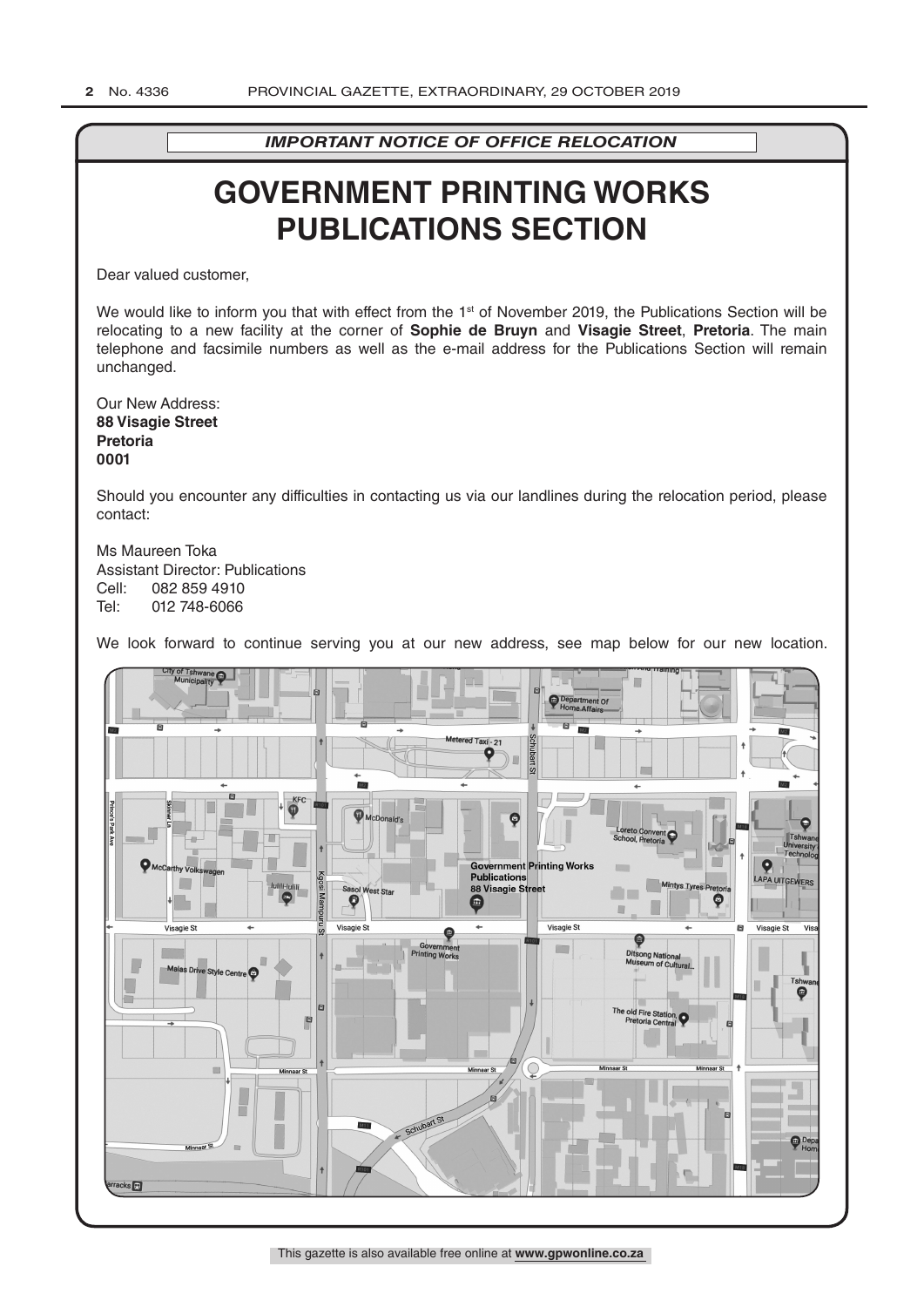*IMPORTANT NOTICE OF OFFICE RELOCATION*

# GOVERNMENT PRINTING WORKS PUBLICATIONS SECTION

Dear valued customer,

We would like to inform you that with effect from the 1st of November 2019, the Publications Section will be relocating to a new facility at the corner of **Sophie de Bruyn** and **Visagie Street**, **Pretoria**. The main telephone and facsimile numbers as well as the e-mail address for the Publications Section will remain unchanged.

Our New Address:
**88 Visagie Street**
**Pretoria**
**0001**

Should you encounter any difficulties in contacting us via our landlines during the relocation period, please contact:

Ms Maureen Toka
Assistant Director: Publications
Cell: 082 859 4910
Tel: 012 748-6066

We look forward to continue serving you at our new address, see map below for our new location.

This gazette is also available free online at **www.gpwonline.co.za**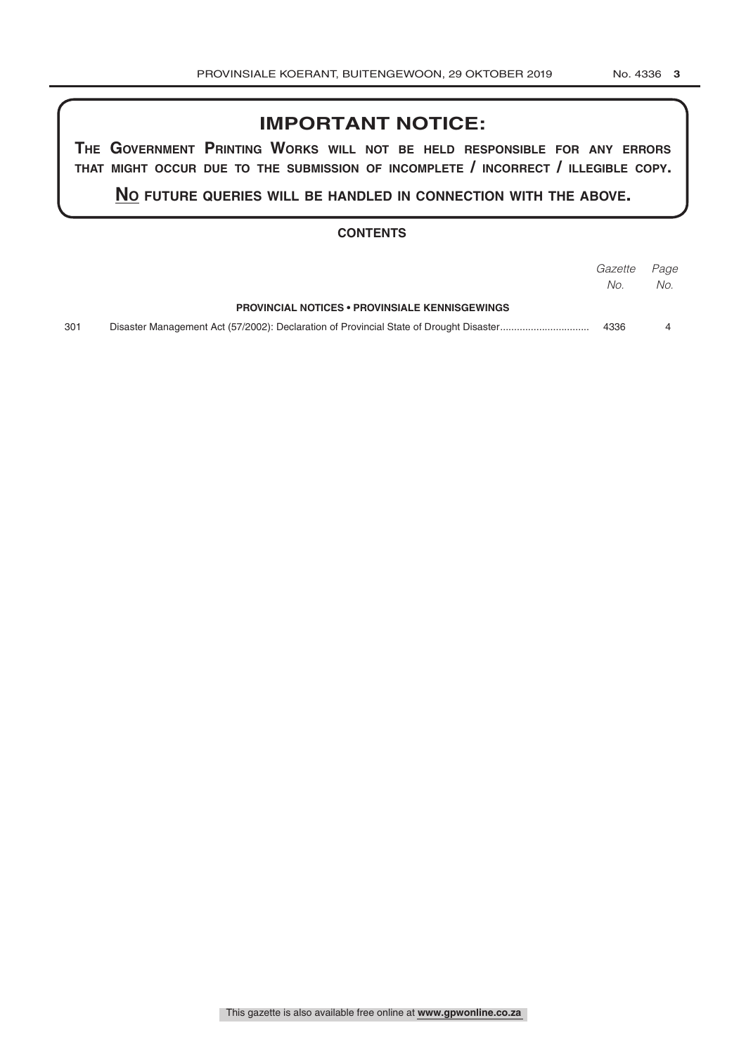## IMPORTANT NOTICE:

**THE GOVERNMENT PRINTING WORKS WILL NOT BE HELD RESPONSIBLE FOR ANY ERRORS THAT MIGHT OCCUR DUE TO THE SUBMISSION OF INCOMPLETE / INCORRECT / ILLEGIBLE COPY.**

**NO FUTURE QUERIES WILL BE HANDLED IN CONNECTION WITH THE ABOVE.**

### CONTENTS

| | | *Gazette No.* | *Page No.* |
|---|---|---|---|
| | **PROVINCIAL NOTICES • PROVINSIALE KENNISGEWINGS** | | |
| 301 | Disaster Management Act (57/2002): Declaration of Provincial State of Drought Disaster | 4336 | 4 |

This gazette is also available free online at **www.gpwonline.co.za**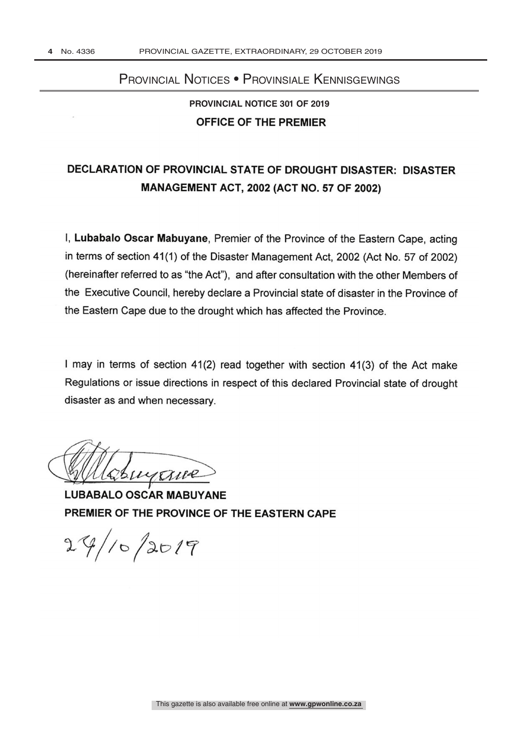# Provincial Notices • Provinsiale Kennisgewings

## PROVINCIAL NOTICE 301 OF 2019

## OFFICE OF THE PREMIER

### DECLARATION OF PROVINCIAL STATE OF DROUGHT DISASTER: DISASTER MANAGEMENT ACT, 2002 (ACT NO. 57 OF 2002)

I, **Lubabalo Oscar Mabuyane**, Premier of the Province of the Eastern Cape, acting in terms of section 41(1) of the Disaster Management Act, 2002 (Act No. 57 of 2002) (hereinafter referred to as "the Act"), and after consultation with the other Members of the Executive Council, hereby declare a Provincial state of disaster in the Province of the Eastern Cape due to the drought which has affected the Province.

I may in terms of section 41(2) read together with section 41(3) of the Act make Regulations or issue directions in respect of this declared Provincial state of drought disaster as and when necessary.

**LUBABALO OSCAR MABUYANE**
**PREMIER OF THE PROVINCE OF THE EASTERN CAPE**

29/10/2019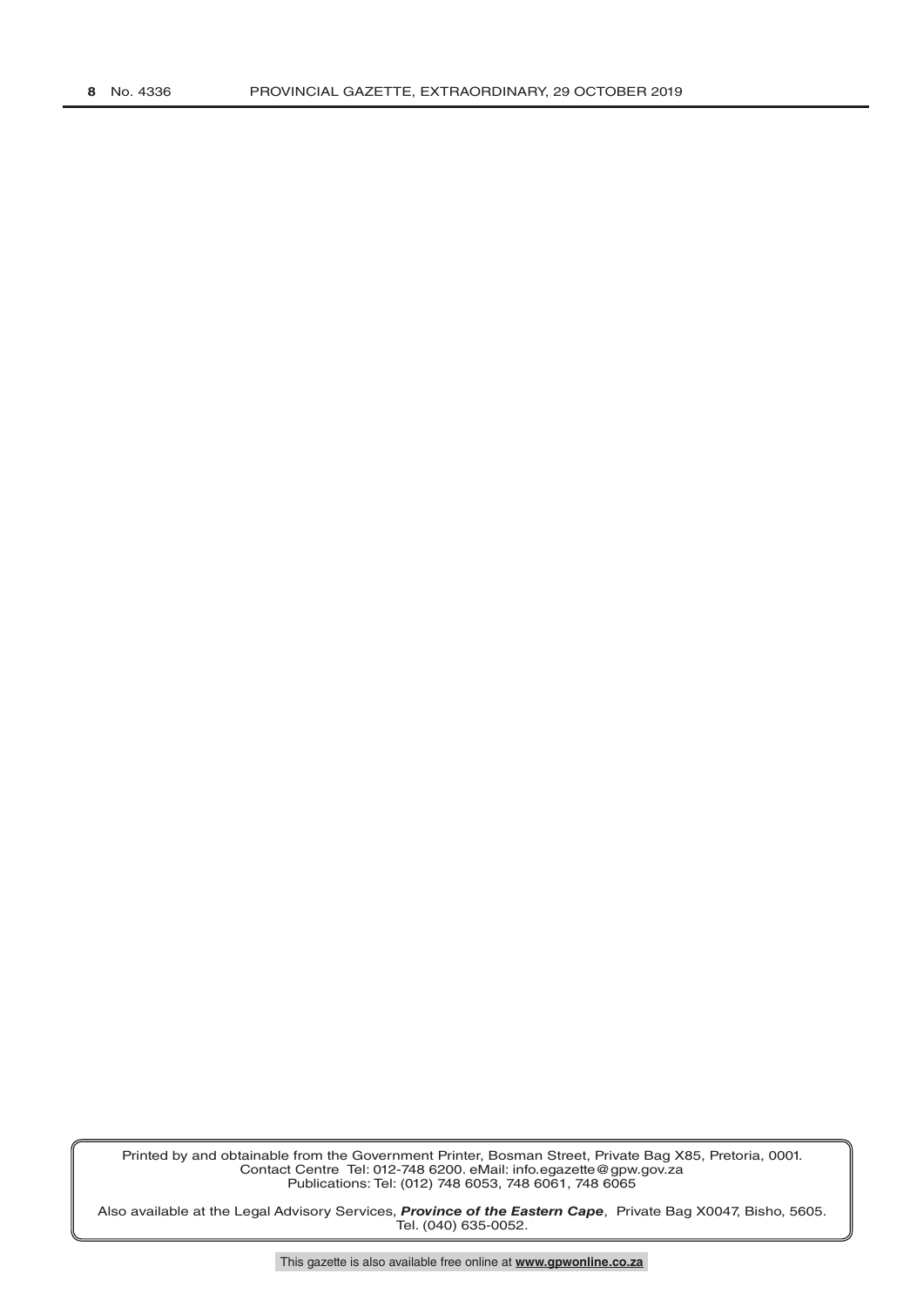Printed by and obtainable from the Government Printer, Bosman Street, Private Bag X85, Pretoria, 0001.
Contact Centre Tel: 012-748 6200. eMail: info.egazette@gpw.gov.za
Publications: Tel: (012) 748 6053, 748 6061, 748 6065

Also available at the Legal Advisory Services, ***Province of the Eastern Cape***, Private Bag X0047, Bisho, 5605.
Tel. (040) 635-0052.

This gazette is also available free online at **www.gpwonline.co.za**